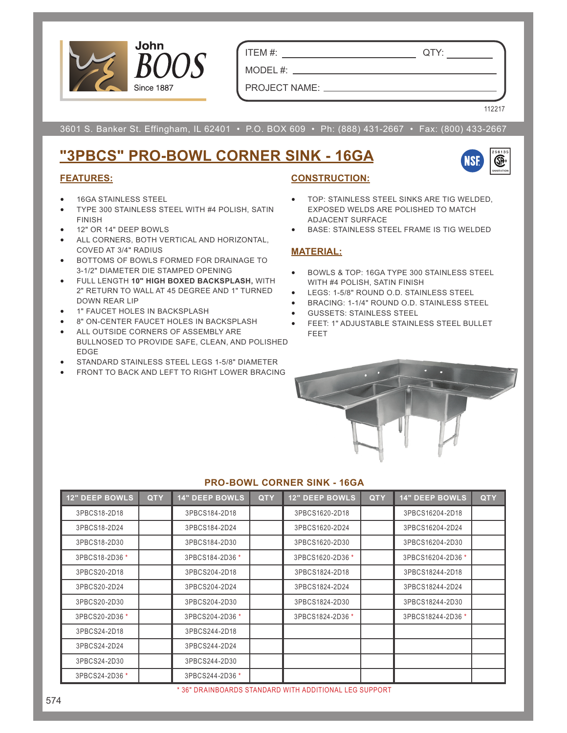John BOOS
Since 1887

ITEM #: ______________________ QTY: ________

MODEL #: ______________________________

PROJECT NAME: __________________________

112217

3601 S. Banker St. Effingham, IL 62401 • P.O. BOX 609 • Ph: (888) 431-2667 • Fax: (800) 433-2667

# "3PBCS" PRO-BOWL CORNER SINK - 16GA

## FEATURES:

- 16GA STAINLESS STEEL
- TYPE 300 STAINLESS STEEL WITH #4 POLISH, SATIN FINISH
- 12" OR 14" DEEP BOWLS
- ALL CORNERS, BOTH VERTICAL AND HORIZONTAL, COVED AT 3/4" RADIUS
- BOTTOMS OF BOWLS FORMED FOR DRAINAGE TO 3-1/2" DIAMETER DIE STAMPED OPENING
- FULL LENGTH **10" HIGH BOXED BACKSPLASH,** WITH 2" RETURN TO WALL AT 45 DEGREE AND 1" TURNED DOWN REAR LIP
- 1" FAUCET HOLES IN BACKSPLASH
- 8" ON-CENTER FAUCET HOLES IN BACKSPLASH
- ALL OUTSIDE CORNERS OF ASSEMBLY ARE BULLNOSED TO PROVIDE SAFE, CLEAN, AND POLISHED EDGE
- STANDARD STAINLESS STEEL LEGS 1-5/8" DIAMETER
- FRONT TO BACK AND LEFT TO RIGHT LOWER BRACING

## CONSTRUCTION:

- TOP: STAINLESS STEEL SINKS ARE TIG WELDED, EXPOSED WELDS ARE POLISHED TO MATCH ADJACENT SURFACE
- BASE: STAINLESS STEEL FRAME IS TIG WELDED

## MATERIAL:

- BOWLS & TOP: 16GA TYPE 300 STAINLESS STEEL WITH #4 POLISH, SATIN FINISH
- LEGS: 1-5/8" ROUND O.D. STAINLESS STEEL
- BRACING: 1-1/4" ROUND O.D. STAINLESS STEEL
- GUSSETS: STAINLESS STEEL
- FEET: 1" ADJUSTABLE STAINLESS STEEL BULLET FEET

### PRO-BOWL CORNER SINK - 16GA

| 12" DEEP BOWLS | QTY | 14" DEEP BOWLS | QTY | 12" DEEP BOWLS | QTY | 14" DEEP BOWLS | QTY |
|---|---|---|---|---|---|---|---|
| 3PBCS18-2D18 | | 3PBCS184-2D18 | | 3PBCS1620-2D18 | | 3PBCS16204-2D18 | |
| 3PBCS18-2D24 | | 3PBCS184-2D24 | | 3PBCS1620-2D24 | | 3PBCS16204-2D24 | |
| 3PBCS18-2D30 | | 3PBCS184-2D30 | | 3PBCS1620-2D30 | | 3PBCS16204-2D30 | |
| 3PBCS18-2D36 * | | 3PBCS184-2D36 * | | 3PBCS1620-2D36 * | | 3PBCS16204-2D36 * | |
| 3PBCS20-2D18 | | 3PBCS204-2D18 | | 3PBCS1824-2D18 | | 3PBCS18244-2D18 | |
| 3PBCS20-2D24 | | 3PBCS204-2D24 | | 3PBCS1824-2D24 | | 3PBCS18244-2D24 | |
| 3PBCS20-2D30 | | 3PBCS204-2D30 | | 3PBCS1824-2D30 | | 3PBCS18244-2D30 | |
| 3PBCS20-2D36 * | | 3PBCS204-2D36 * | | 3PBCS1824-2D36 * | | 3PBCS18244-2D36 * | |
| 3PBCS24-2D18 | | 3PBCS244-2D18 | | | | | |
| 3PBCS24-2D24 | | 3PBCS244-2D24 | | | | | |
| 3PBCS24-2D30 | | 3PBCS244-2D30 | | | | | |
| 3PBCS24-2D36 * | | 3PBCS244-2D36 * | | | | | |

\* 36" DRAINBOARDS STANDARD WITH ADDITIONAL LEG SUPPORT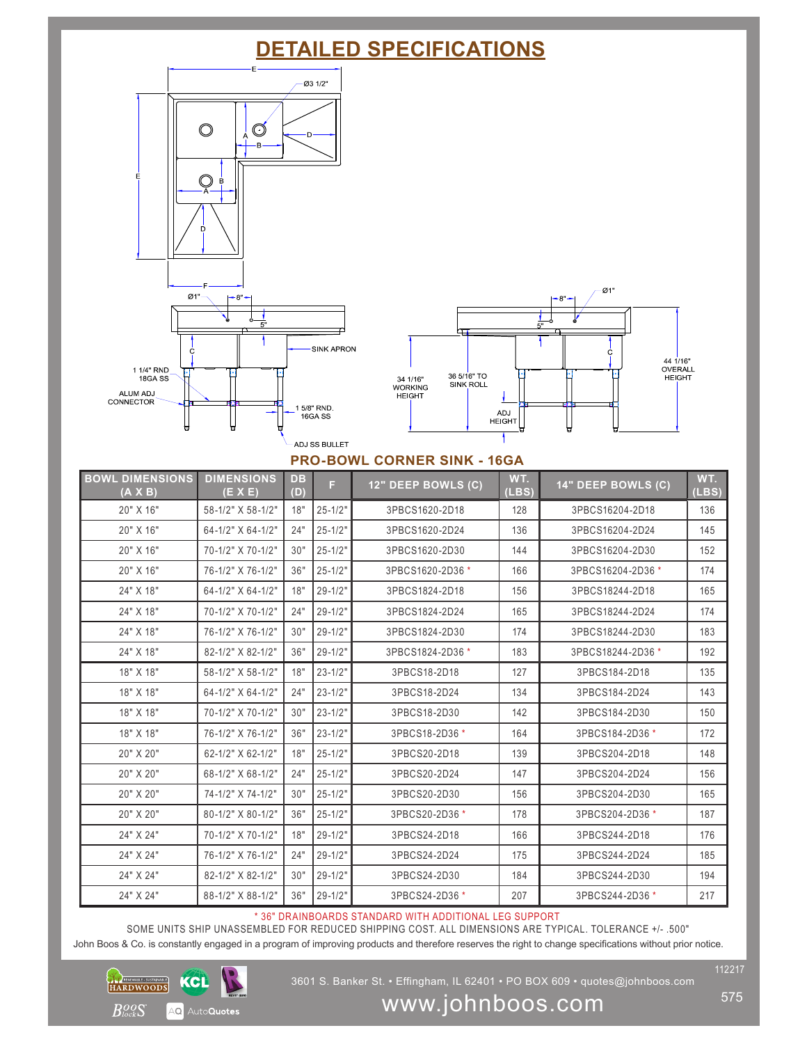# DETAILED SPECIFICATIONS

E

Ø3 1/2"

A

B

D

E

B

A

D

F

Ø1"

8"

5"

C

SINK APRON

1 1/4" RND 18GA SS

ALUM ADJ CONNECTOR

1 5/8" RND. 16GA SS

ADJ SS BULLET

8"

Ø1"

5"

C

34 1/16" WORKING HEIGHT

36 5/16" TO SINK ROLL

ADJ HEIGHT

44 1/16" OVERALL HEIGHT

## PRO-BOWL CORNER SINK - 16GA

| BOWL DIMENSIONS (A X B) | DIMENSIONS (E X E) | DB (D) | F | 12" DEEP BOWLS (C) | WT. (LBS) | 14" DEEP BOWLS (C) | WT. (LBS) |
|---|---|---|---|---|---|---|---|
| 20" X 16" | 58-1/2" X 58-1/2" | 18" | 25-1/2" | 3PBCS1620-2D18 | 128 | 3PBCS16204-2D18 | 136 |
| 20" X 16" | 64-1/2" X 64-1/2" | 24" | 25-1/2" | 3PBCS1620-2D24 | 136 | 3PBCS16204-2D24 | 145 |
| 20" X 16" | 70-1/2" X 70-1/2" | 30" | 25-1/2" | 3PBCS1620-2D30 | 144 | 3PBCS16204-2D30 | 152 |
| 20" X 16" | 76-1/2" X 76-1/2" | 36" | 25-1/2" | 3PBCS1620-2D36 * | 166 | 3PBCS16204-2D36 * | 174 |
| 24" X 18" | 64-1/2" X 64-1/2" | 18" | 29-1/2" | 3PBCS1824-2D18 | 156 | 3PBCS18244-2D18 | 165 |
| 24" X 18" | 70-1/2" X 70-1/2" | 24" | 29-1/2" | 3PBCS1824-2D24 | 165 | 3PBCS18244-2D24 | 174 |
| 24" X 18" | 76-1/2" X 76-1/2" | 30" | 29-1/2" | 3PBCS1824-2D30 | 174 | 3PBCS18244-2D30 | 183 |
| 24" X 18" | 82-1/2" X 82-1/2" | 36" | 29-1/2" | 3PBCS1824-2D36 * | 183 | 3PBCS18244-2D36 * | 192 |
| 18" X 18" | 58-1/2" X 58-1/2" | 18" | 23-1/2" | 3PBCS18-2D18 | 127 | 3PBCS184-2D18 | 135 |
| 18" X 18" | 64-1/2" X 64-1/2" | 24" | 23-1/2" | 3PBCS18-2D24 | 134 | 3PBCS184-2D24 | 143 |
| 18" X 18" | 70-1/2" X 70-1/2" | 30" | 23-1/2" | 3PBCS18-2D30 | 142 | 3PBCS184-2D30 | 150 |
| 18" X 18" | 76-1/2" X 76-1/2" | 36" | 23-1/2" | 3PBCS18-2D36 * | 164 | 3PBCS184-2D36 * | 172 |
| 20" X 20" | 62-1/2" X 62-1/2" | 18" | 25-1/2" | 3PBCS20-2D18 | 139 | 3PBCS204-2D18 | 148 |
| 20" X 20" | 68-1/2" X 68-1/2" | 24" | 25-1/2" | 3PBCS20-2D24 | 147 | 3PBCS204-2D24 | 156 |
| 20" X 20" | 74-1/2" X 74-1/2" | 30" | 25-1/2" | 3PBCS20-2D30 | 156 | 3PBCS204-2D30 | 165 |
| 20" X 20" | 80-1/2" X 80-1/2" | 36" | 25-1/2" | 3PBCS20-2D36 * | 178 | 3PBCS204-2D36 * | 187 |
| 24" X 24" | 70-1/2" X 70-1/2" | 18" | 29-1/2" | 3PBCS24-2D18 | 166 | 3PBCS244-2D18 | 176 |
| 24" X 24" | 76-1/2" X 76-1/2" | 24" | 29-1/2" | 3PBCS24-2D24 | 175 | 3PBCS244-2D24 | 185 |
| 24" X 24" | 82-1/2" X 82-1/2" | 30" | 29-1/2" | 3PBCS24-2D30 | 184 | 3PBCS244-2D30 | 194 |
| 24" X 24" | 88-1/2" X 88-1/2" | 36" | 29-1/2" | 3PBCS24-2D36 * | 207 | 3PBCS244-2D36 * | 217 |

\* 36" DRAINBOARDS STANDARD WITH ADDITIONAL LEG SUPPORT

SOME UNITS SHIP UNASSEMBLED FOR REDUCED SHIPPING COST. ALL DIMENSIONS ARE TYPICAL. TOLERANCE +/- .500"

John Boos & Co. is constantly engaged in a program of improving products and therefore reserves the right to change specifications without prior notice.

3601 S. Banker St. • Effingham, IL 62401 • PO BOX 609 • quotes@johnboos.com

www.johnboos.com

112217